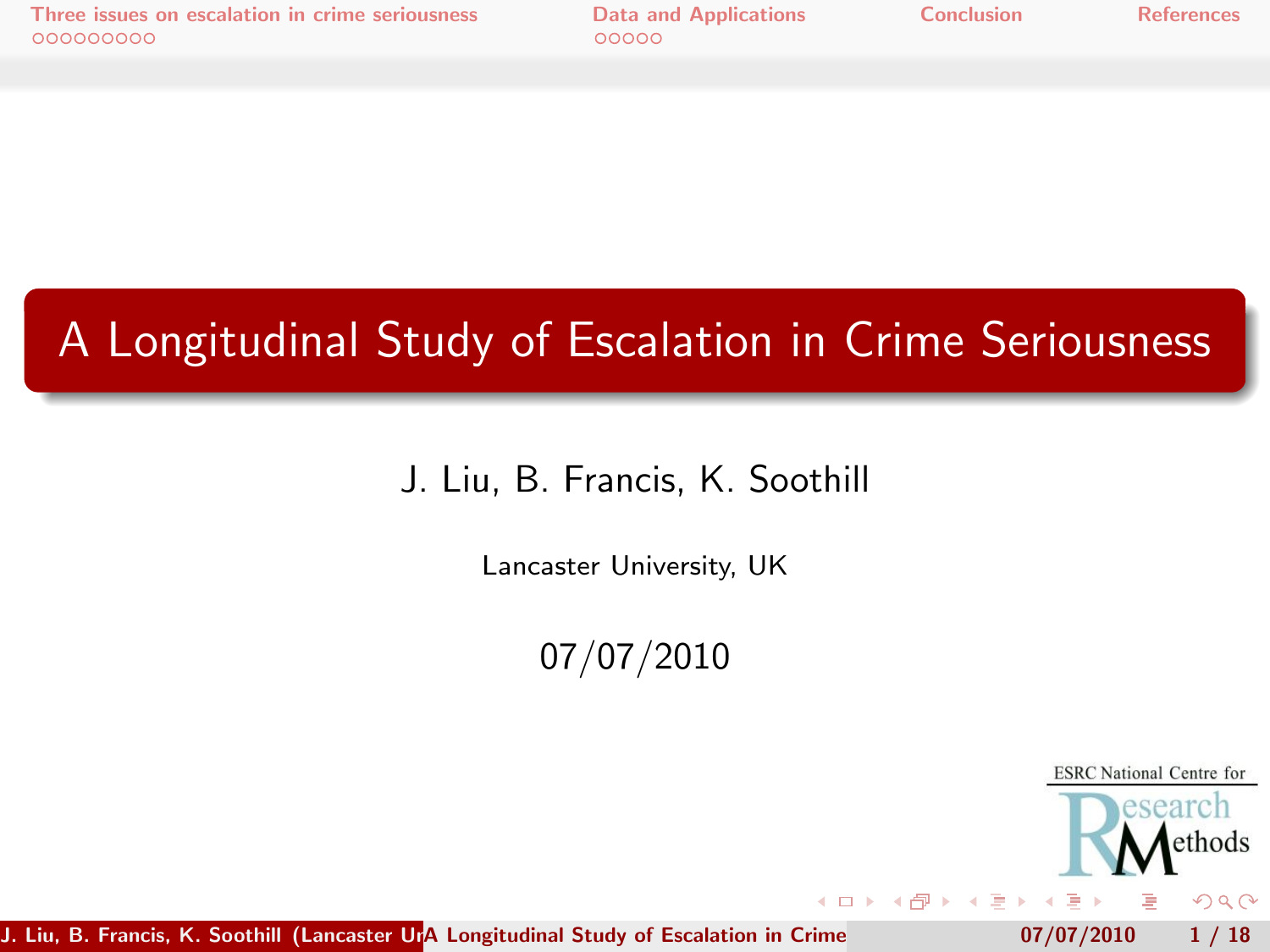# A Longitudinal Study of Escalation in Crime Seriousness

J. Liu, B. Francis, K. Soothill

Lancaster University, UK

07/07/2010

ESRC National Centre for Research Methods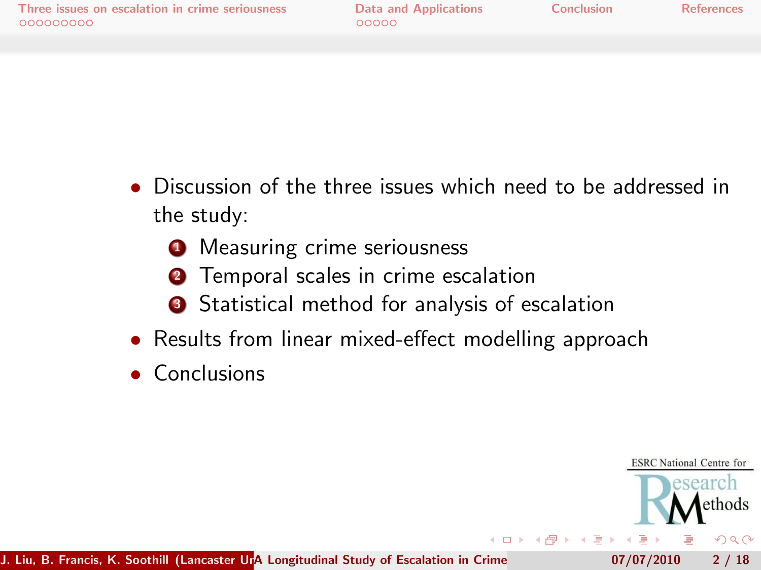- Discussion of the three issues which need to be addressed in the study:
  1. Measuring crime seriousness
  2. Temporal scales in crime escalation
  3. Statistical method for analysis of escalation
- Results from linear mixed-effect modelling approach
- Conclusions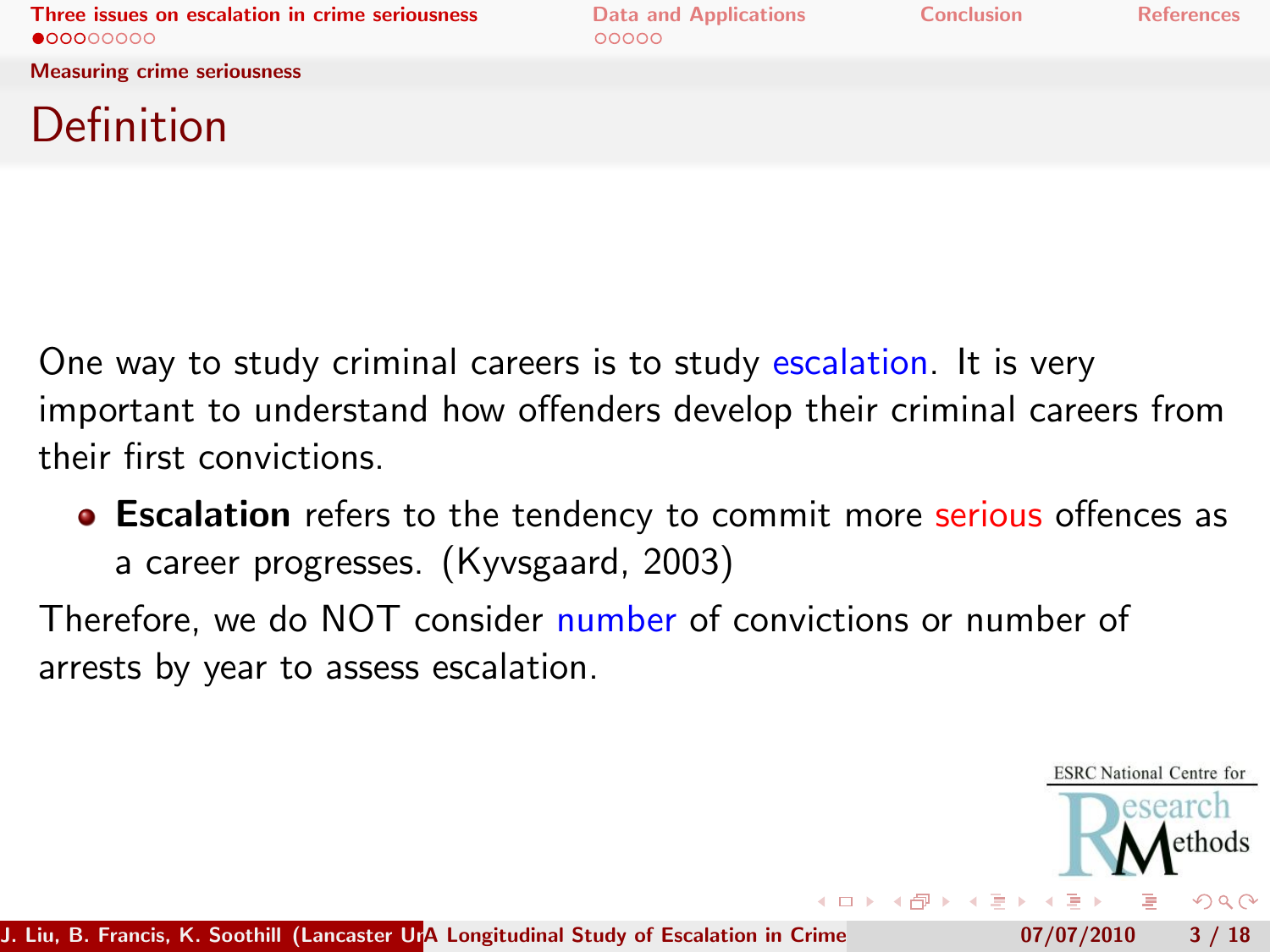## Measuring crime seriousness

# Definition

One way to study criminal careers is to study escalation. It is very important to understand how offenders develop their criminal careers from their first convictions.

- **Escalation** refers to the tendency to commit more serious offences as a career progresses. (Kyvsgaard, 2003)

Therefore, we do NOT consider number of convictions or number of arrests by year to assess escalation.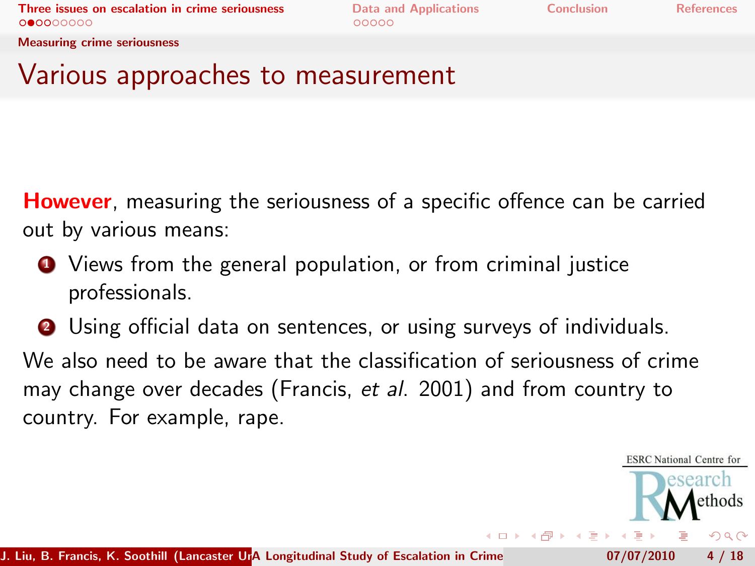## Various approaches to measurement

**However**, measuring the seriousness of a specific offence can be carried out by various means:

1. Views from the general population, or from criminal justice professionals.
2. Using official data on sentences, or using surveys of individuals.

We also need to be aware that the classification of seriousness of crime may change over decades (Francis, *et al.* 2001) and from country to country. For example, rape.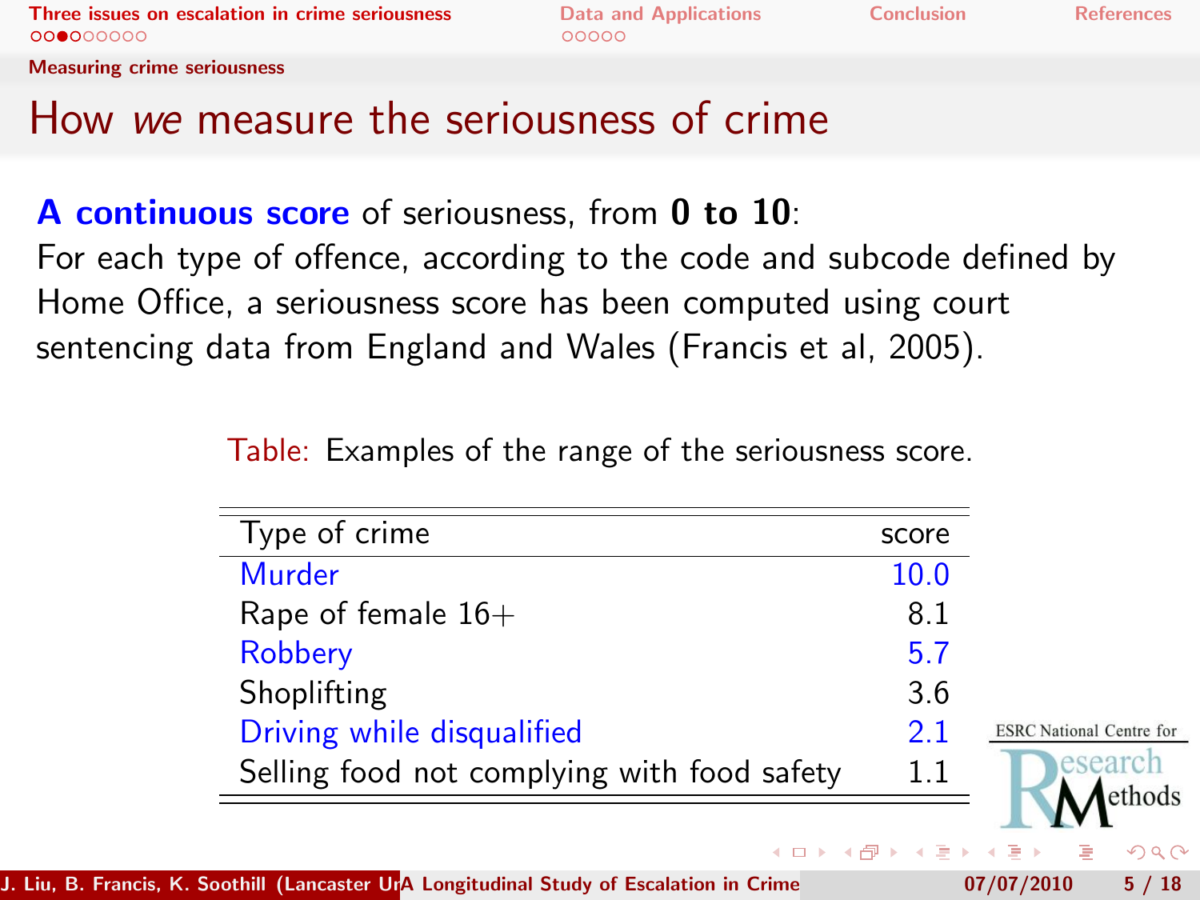# How *we* measure the seriousness of crime

**A continuous score** of seriousness, from **0 to 10**:
For each type of offence, according to the code and subcode defined by Home Office, a seriousness score has been computed using court sentencing data from England and Wales (Francis et al, 2005).

Table: Examples of the range of the seriousness score.

| Type of crime | score |
|---|---|
| Murder | 10.0 |
| Rape of female 16+ | 8.1 |
| Robbery | 5.7 |
| Shoplifting | 3.6 |
| Driving while disqualified | 2.1 |
| Selling food not complying with food safety | 1.1 |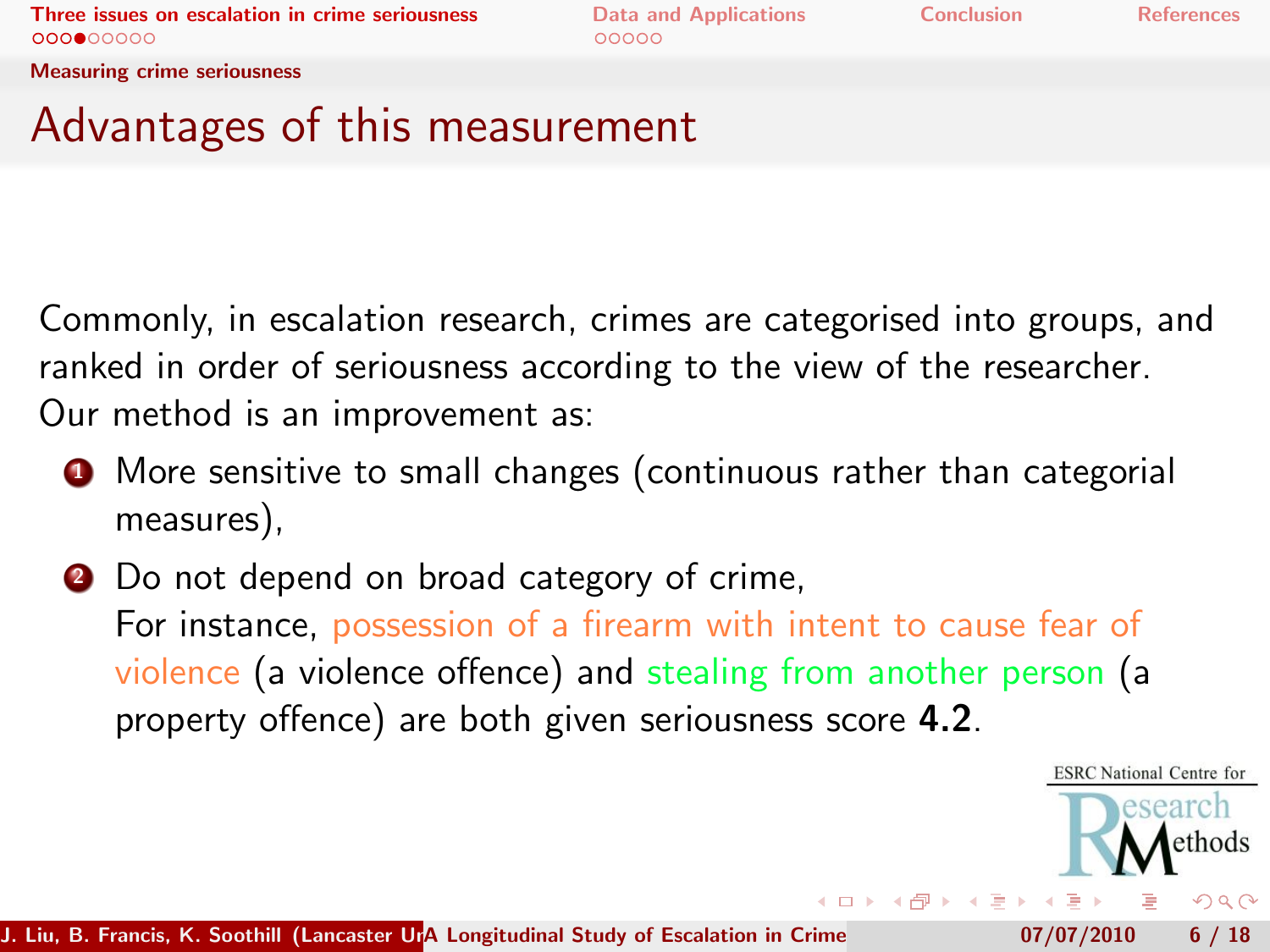# Advantages of this measurement

Commonly, in escalation research, crimes are categorised into groups, and ranked in order of seriousness according to the view of the researcher. Our method is an improvement as:

1. More sensitive to small changes (continuous rather than categorial measures),
2. Do not depend on broad category of crime,
   For instance, possession of a firearm with intent to cause fear of violence (a violence offence) and stealing from another person (a property offence) are both given seriousness score **4.2**.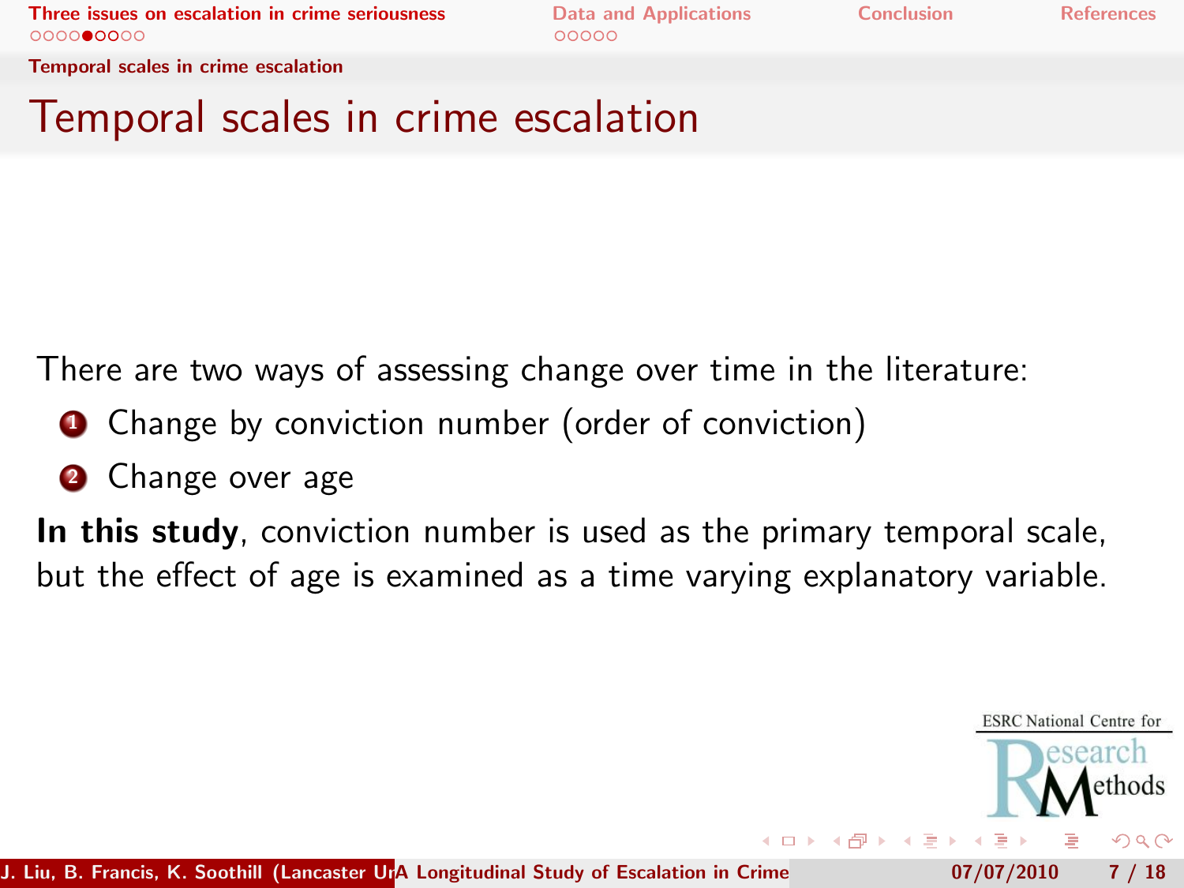# Temporal scales in crime escalation

There are two ways of assessing change over time in the literature:

1. Change by conviction number (order of conviction)
2. Change over age

**In this study**, conviction number is used as the primary temporal scale, but the effect of age is examined as a time varying explanatory variable.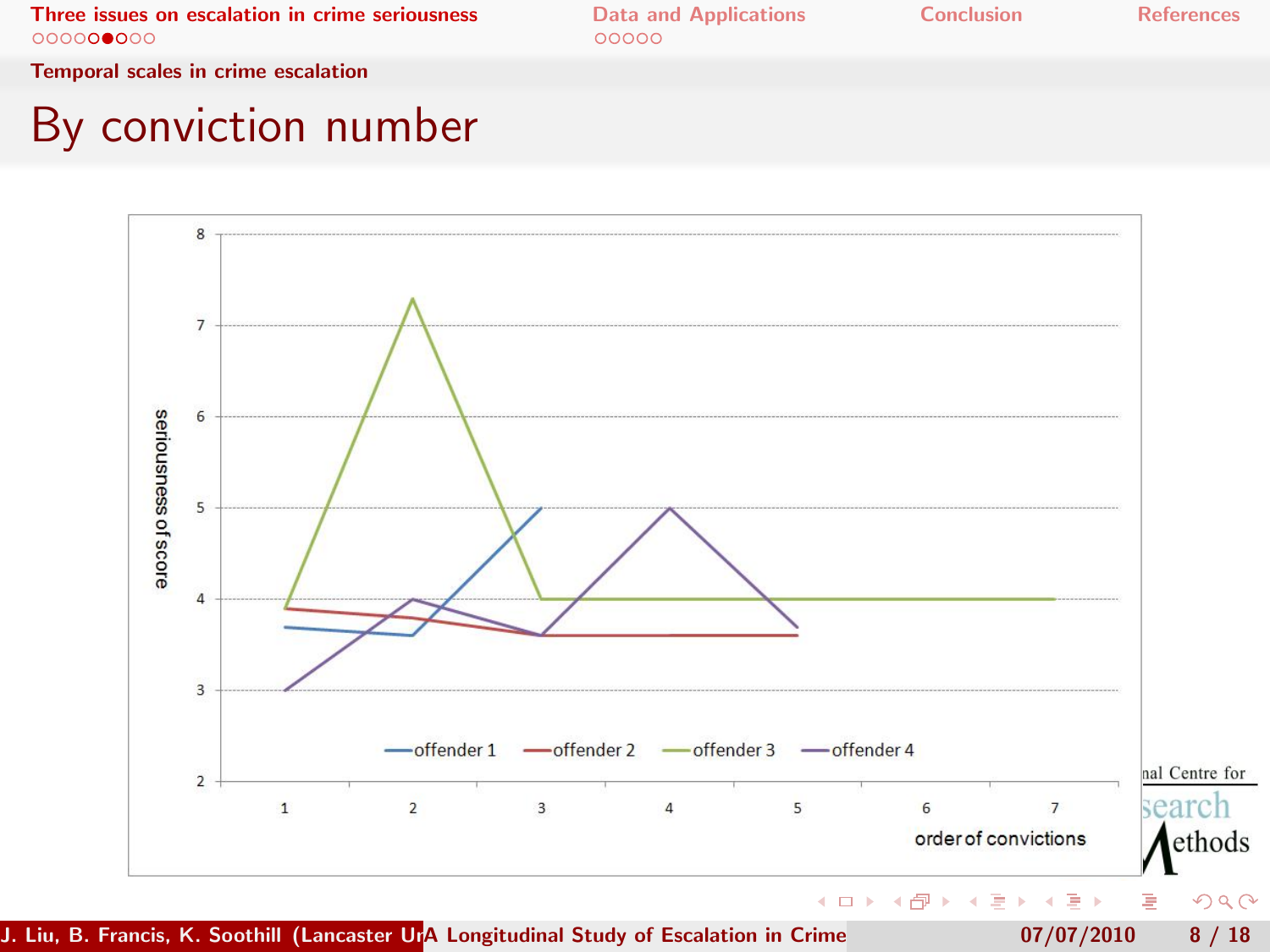## Temporal scales in crime escalation

# By conviction number

seriousness of score

offender 1 — offender 2 — offender 3 — offender 4

order of convictions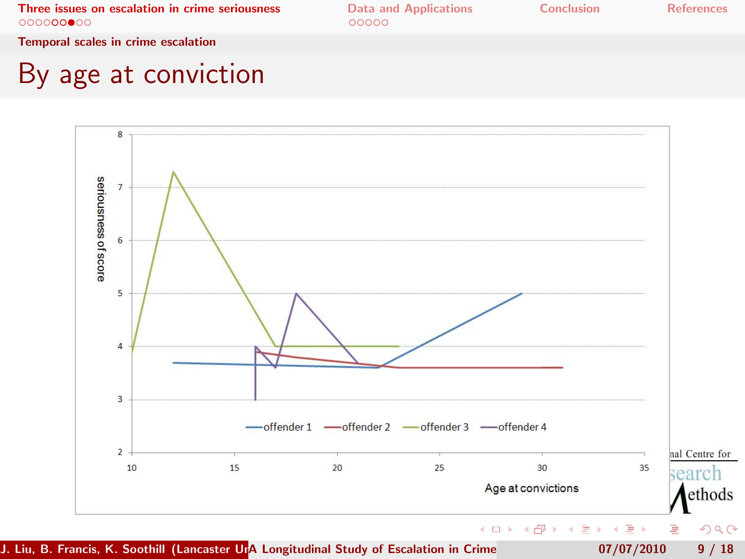## Temporal scales in crime escalation

# By age at conviction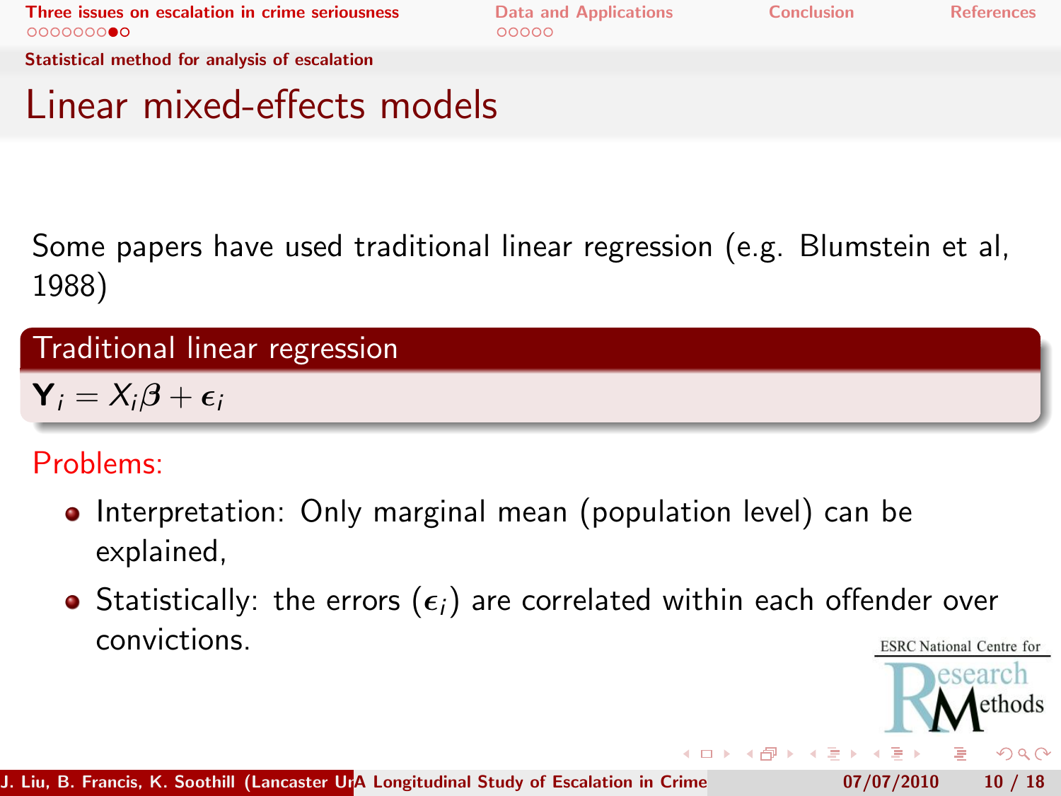## Statistical method for analysis of escalation

# Linear mixed-effects models

Some papers have used traditional linear regression (e.g. Blumstein et al, 1988)

**Traditional linear regression**

$$\mathbf{Y}_i = X_i\boldsymbol{\beta} + \boldsymbol{\epsilon}_i$$

Problems:

- Interpretation: Only marginal mean (population level) can be explained,
- Statistically: the errors ($\boldsymbol{\epsilon}_i$) are correlated within each offender over convictions.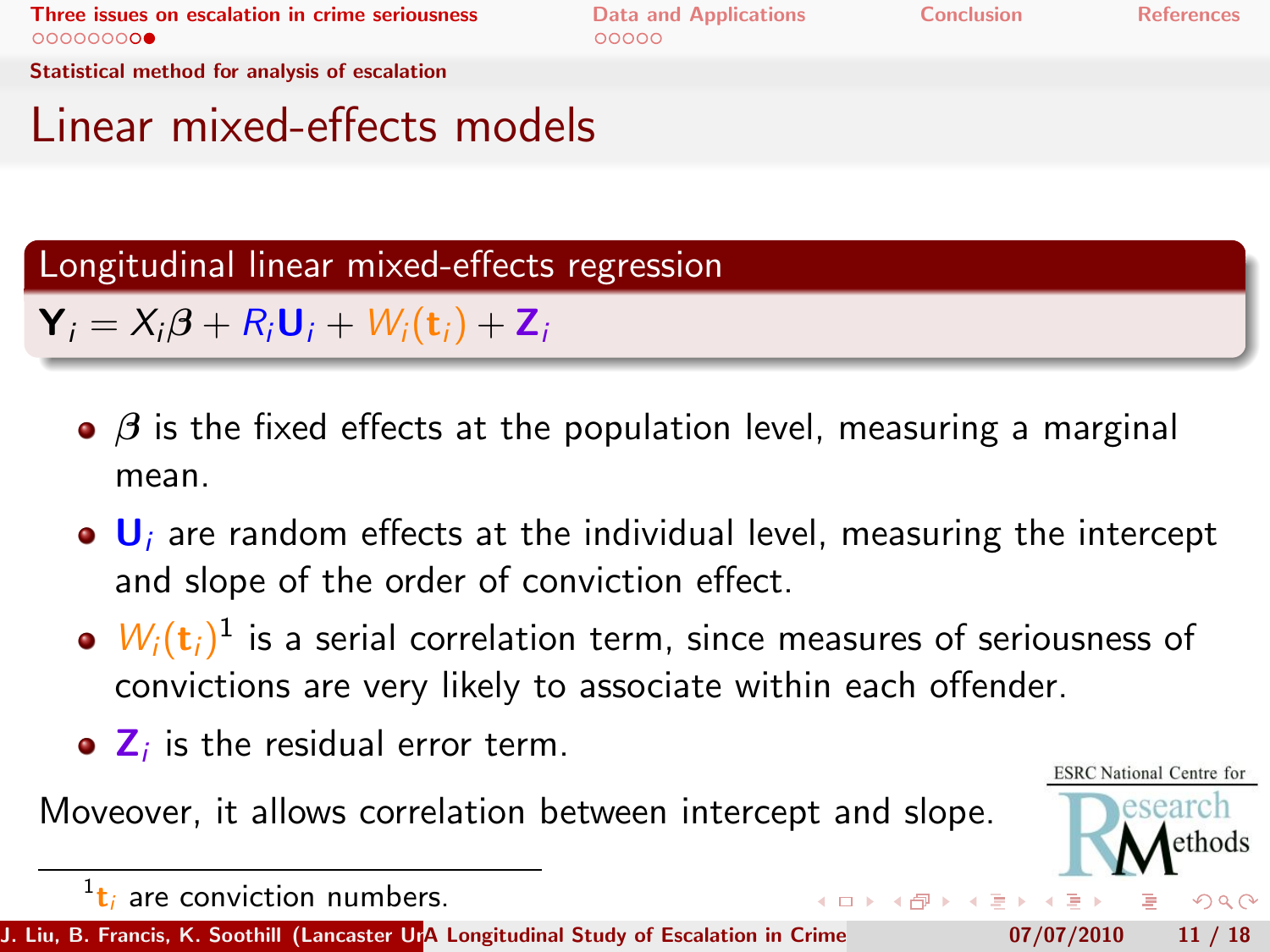## Statistical method for analysis of escalation

# Linear mixed-effects models

### Longitudinal linear mixed-effects regression

$$\mathbf{Y}_i = X_i\boldsymbol{\beta} + R_i\mathbf{U}_i + W_i(\mathbf{t}_i) + \mathbf{Z}_i$$

- $\boldsymbol{\beta}$ is the fixed effects at the population level, measuring a marginal mean.
- $\mathbf{U}_i$ are random effects at the individual level, measuring the intercept and slope of the order of conviction effect.
- $W_i(\mathbf{t}_i)$[1] is a serial correlation term, since measures of seriousness of convictions are very likely to associate within each offender.
- $\mathbf{Z}_i$ is the residual error term.

Moveover, it allows correlation between intercept and slope.

[1] $\mathbf{t}_i$ are conviction numbers.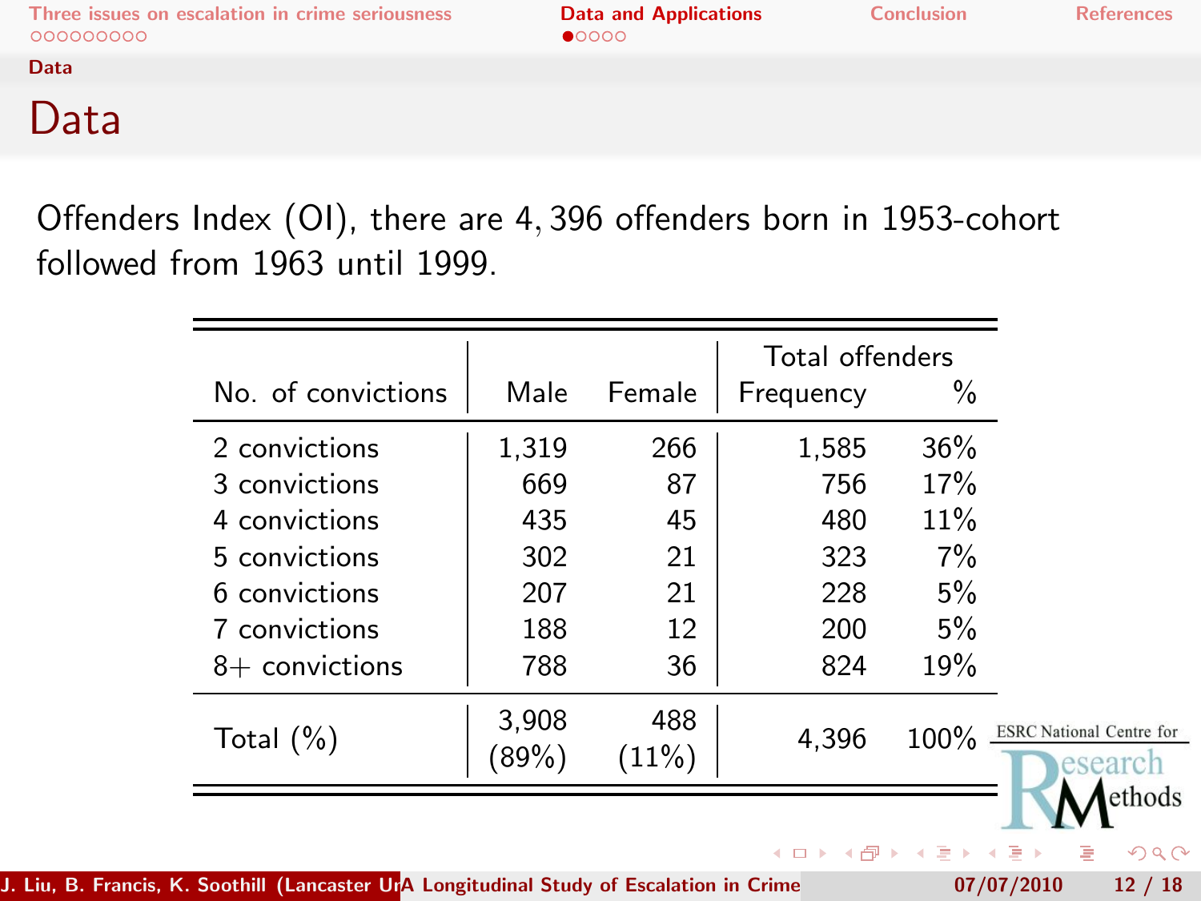# Data

Offenders Index (OI), there are 4,396 offenders born in 1953-cohort followed from 1963 until 1999.

| No. of convictions | Male | Female | Total offenders Frequency | % |
|---|---|---|---|---|
| 2 convictions | 1,319 | 266 | 1,585 | 36% |
| 3 convictions | 669 | 87 | 756 | 17% |
| 4 convictions | 435 | 45 | 480 | 11% |
| 5 convictions | 302 | 21 | 323 | 7% |
| 6 convictions | 207 | 21 | 228 | 5% |
| 7 convictions | 188 | 12 | 200 | 5% |
| 8+ convictions | 788 | 36 | 824 | 19% |
| Total (%) | 3,908 (89%) | 488 (11%) | 4,396 | 100% |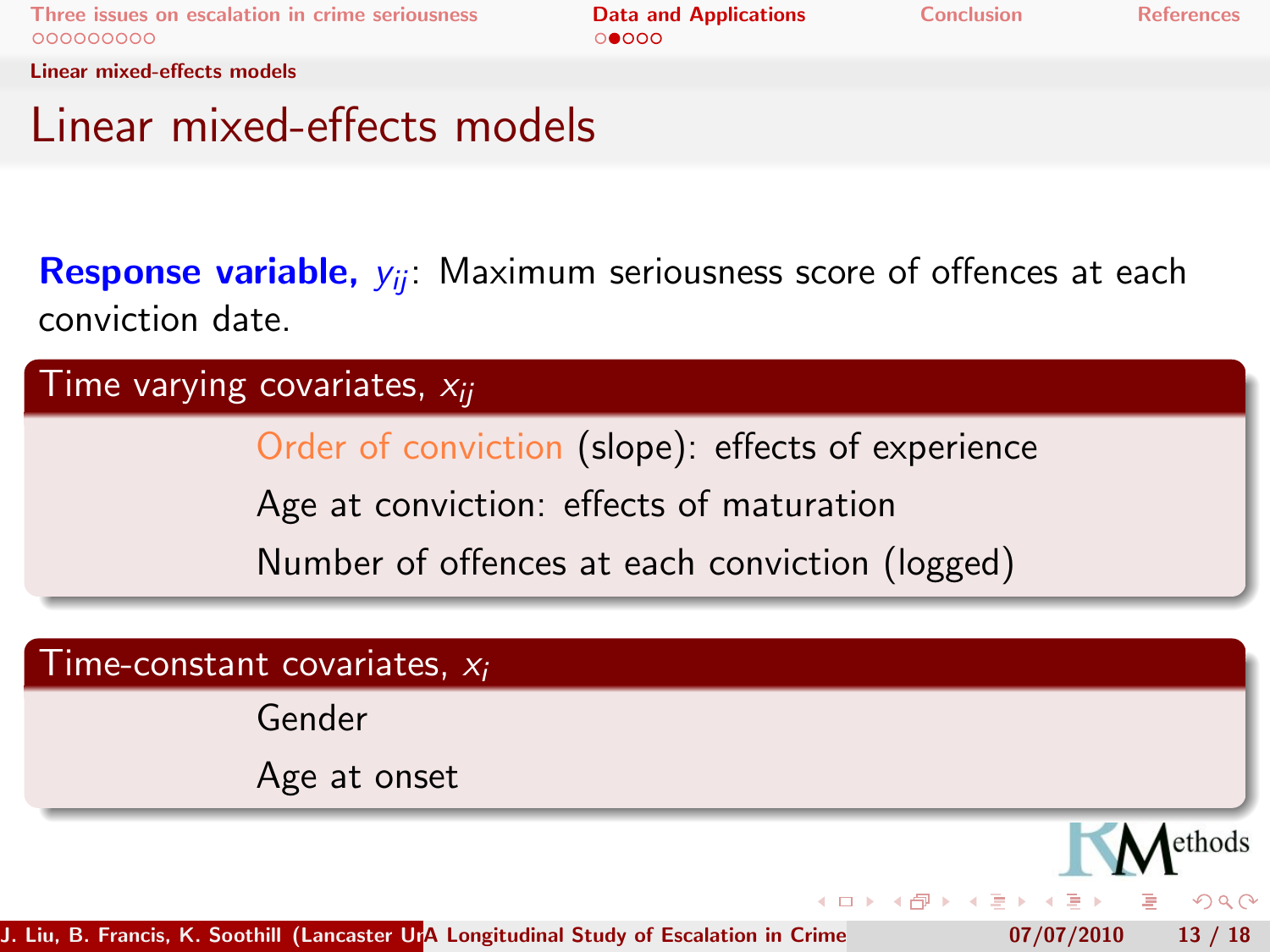# Linear mixed-effects models

**Response variable,** $y_{ij}$: Maximum seriousness score of offences at each conviction date.

### Time varying covariates, $x_{ij}$

Order of conviction (slope): effects of experience

Age at conviction: effects of maturation

Number of offences at each conviction (logged)

### Time-constant covariates, $x_i$

Gender

Age at onset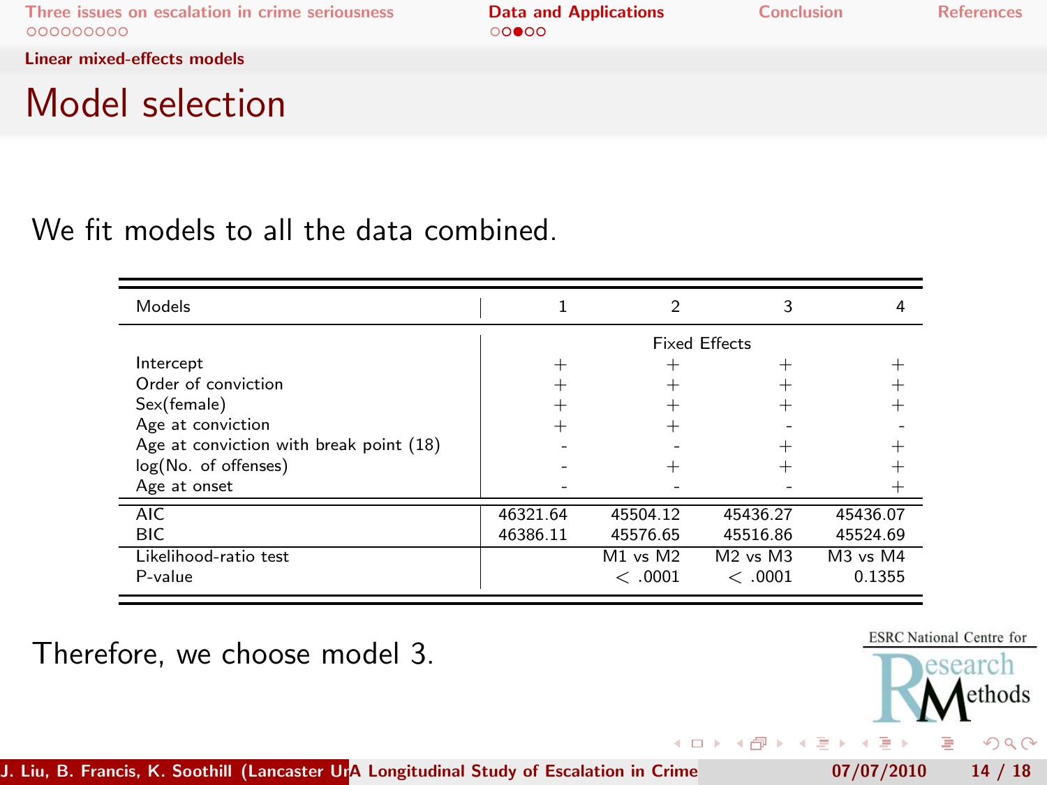## Model selection

We fit models to all the data combined.

| Models | 1 | 2 | 3 | 4 |
|---|---|---|---|---|
| | Fixed Effects | | | |
| Intercept | + | + | + | + |
| Order of conviction | + | + | + | + |
| Sex(female) | + | + | + | + |
| Age at conviction | + | + | - | - |
| Age at conviction with break point (18) | - | - | + | + |
| log(No. of offenses) | - | + | + | + |
| Age at onset | - | - | - | + |
| AIC | 46321.64 | 45504.12 | 45436.27 | 45436.07 |
| BIC | 46386.11 | 45576.65 | 45516.86 | 45524.69 |
| Likelihood-ratio test | | M1 vs M2 | M2 vs M3 | M3 vs M4 |
| P-value | | $< .0001$ | $< .0001$ | 0.1355 |

Therefore, we choose model 3.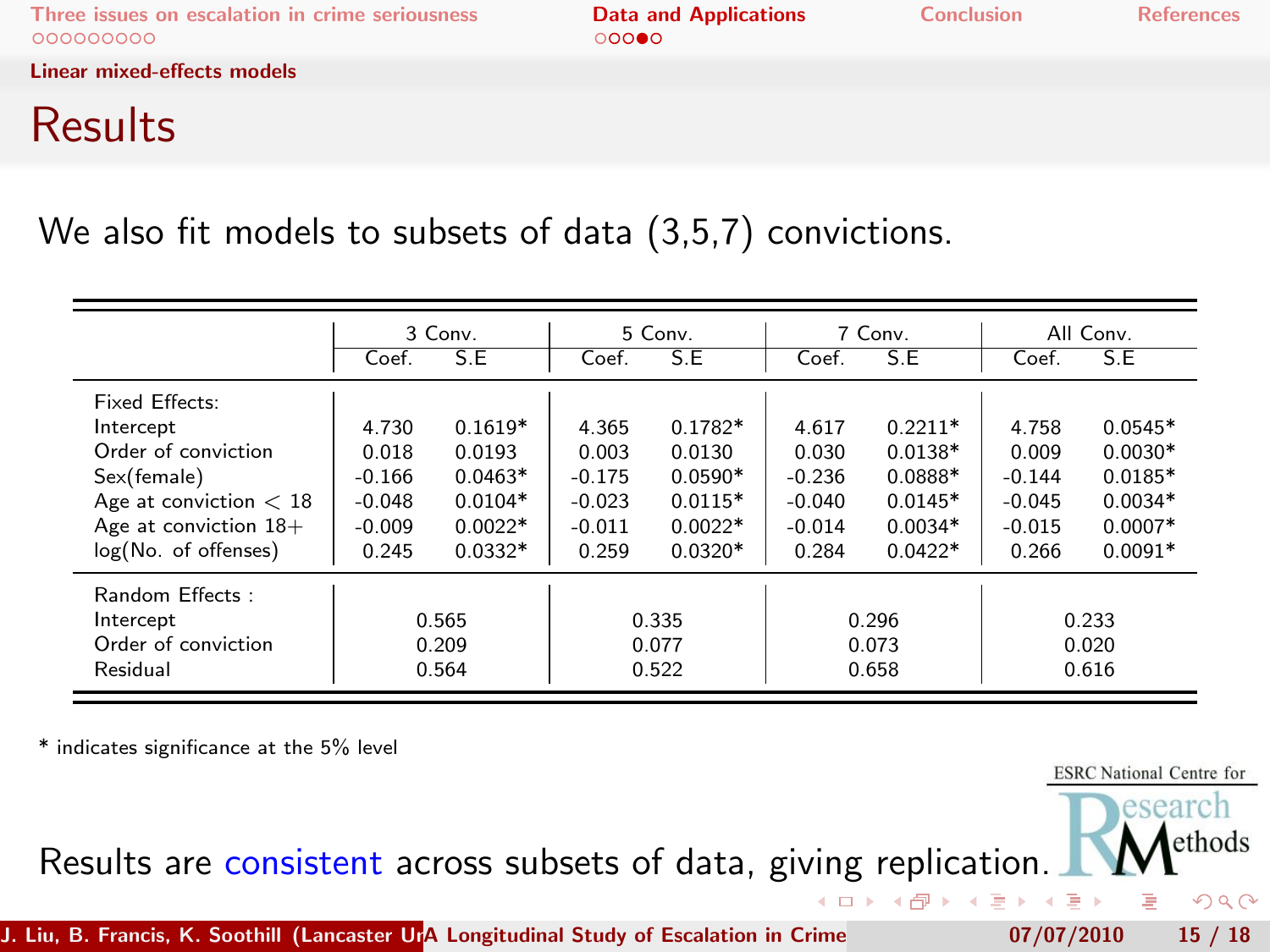## Linear mixed-effects models

# Results

We also fit models to subsets of data (3,5,7) convictions.

| | 3 Conv. | | 5 Conv. | | 7 Conv. | | All Conv. | |
|---|---|---|---|---|---|---|---|---|
| | Coef. | S.E | Coef. | S.E | Coef. | S.E | Coef. | S.E |
| **Fixed Effects:** | | | | | | | | |
| Intercept | 4.730 | 0.1619* | 4.365 | 0.1782* | 4.617 | 0.2211* | 4.758 | 0.0545* |
| Order of conviction | 0.018 | 0.0193 | 0.003 | 0.0130 | 0.030 | 0.0138* | 0.009 | 0.0030* |
| Sex(female) | -0.166 | 0.0463* | -0.175 | 0.0590* | -0.236 | 0.0888* | -0.144 | 0.0185* |
| Age at conviction $< 18$ | -0.048 | 0.0104* | -0.023 | 0.0115* | -0.040 | 0.0145* | -0.045 | 0.0034* |
| Age at conviction 18+ | -0.009 | 0.0022* | -0.011 | 0.0022* | -0.014 | 0.0034* | -0.015 | 0.0007* |
| log(No. of offenses) | 0.245 | 0.0332* | 0.259 | 0.0320* | 0.284 | 0.0422* | 0.266 | 0.0091* |
| **Random Effects :** | | | | | | | | |
| Intercept | 0.565 | | 0.335 | | 0.296 | | 0.233 | |
| Order of conviction | 0.209 | | 0.077 | | 0.073 | | 0.020 | |
| Residual | 0.564 | | 0.522 | | 0.658 | | 0.616 | |

\* indicates significance at the 5% level

Results are consistent across subsets of data, giving replication.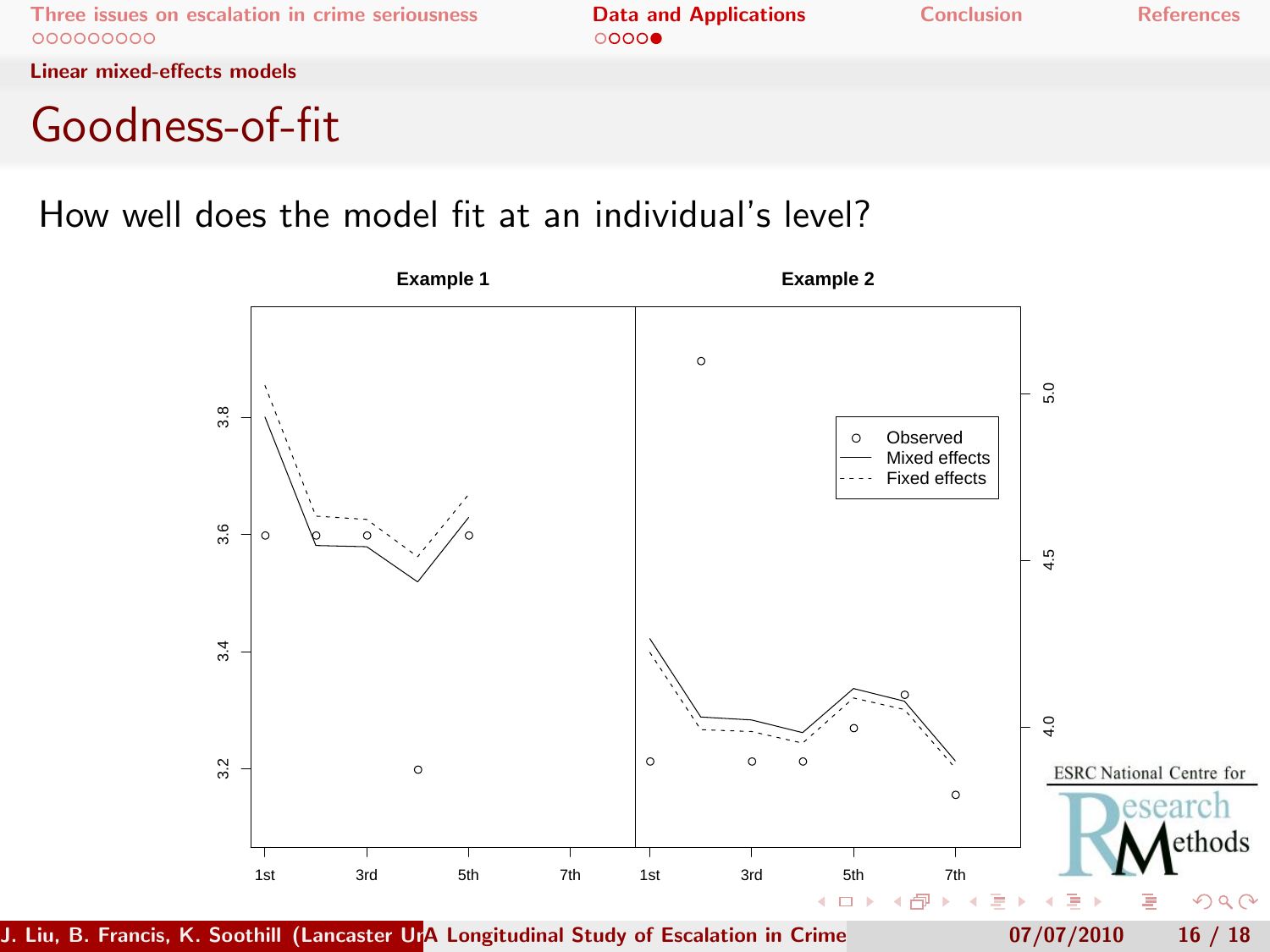## Linear mixed-effects models

# Goodness-of-fit

How well does the model fit at an individual's level?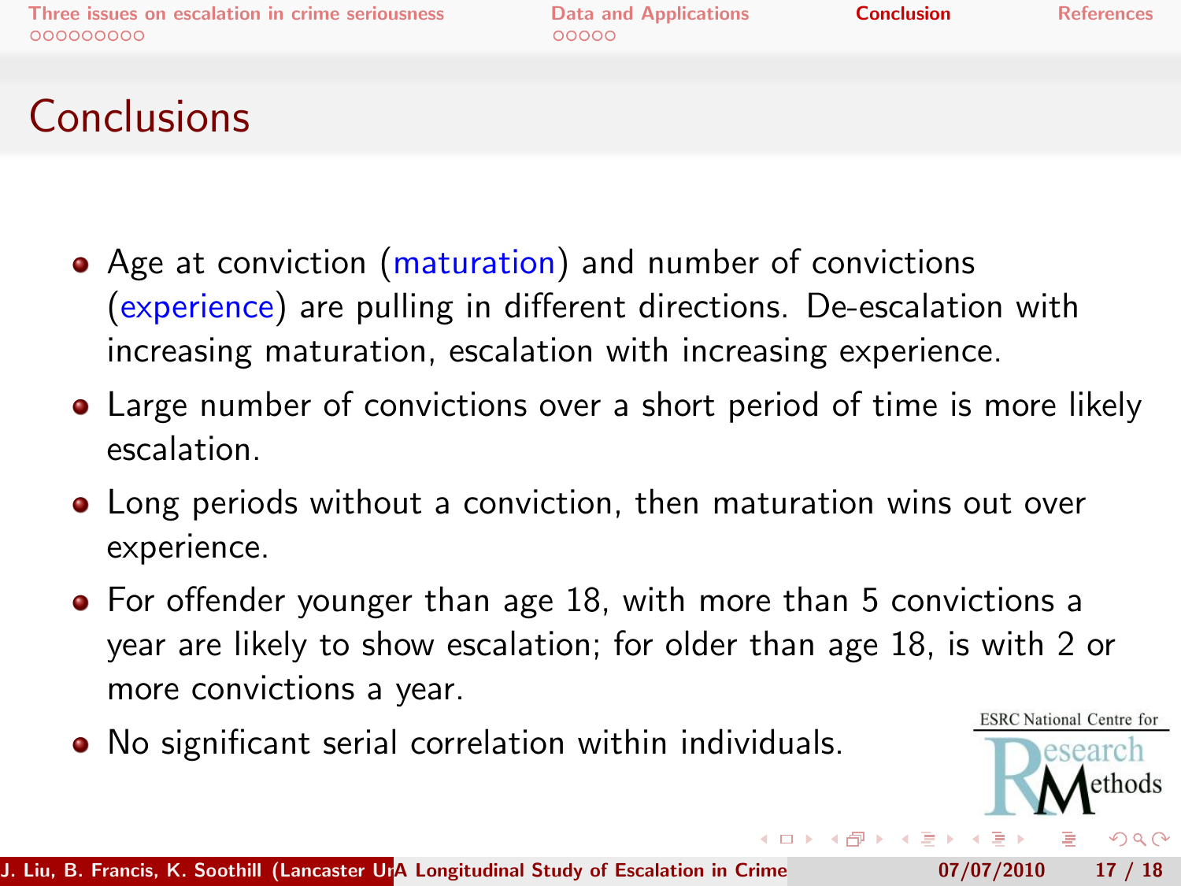# Conclusions

- Age at conviction (maturation) and number of convictions (experience) are pulling in different directions. De-escalation with increasing maturation, escalation with increasing experience.
- Large number of convictions over a short period of time is more likely escalation.
- Long periods without a conviction, then maturation wins out over experience.
- For offender younger than age 18, with more than 5 convictions a year are likely to show escalation; for older than age 18, is with 2 or more convictions a year.
- No significant serial correlation within individuals.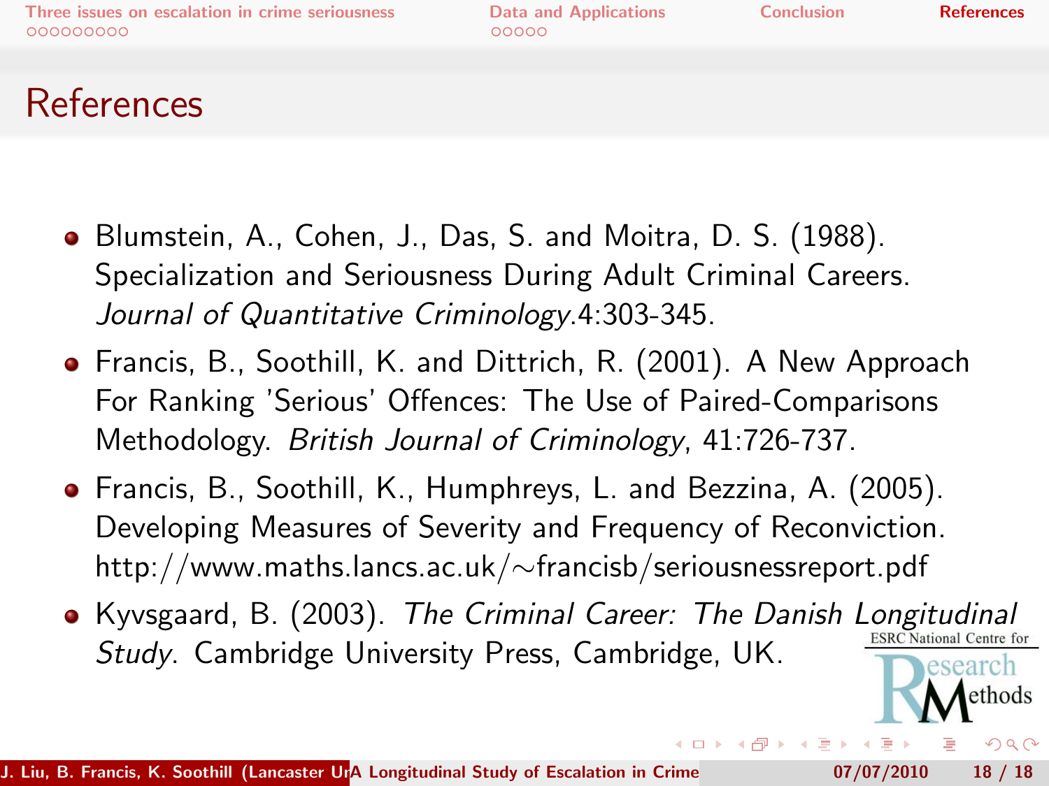# References

- Blumstein, A., Cohen, J., Das, S. and Moitra, D. S. (1988). Specialization and Seriousness During Adult Criminal Careers. *Journal of Quantitative Criminology*.4:303-345.
- Francis, B., Soothill, K. and Dittrich, R. (2001). A New Approach For Ranking 'Serious' Offences: The Use of Paired-Comparisons Methodology. *British Journal of Criminology*, 41:726-737.
- Francis, B., Soothill, K., Humphreys, L. and Bezzina, A. (2005). Developing Measures of Severity and Frequency of Reconviction. http://www.maths.lancs.ac.uk/~francisb/seriousnessreport.pdf
- Kyvsgaard, B. (2003). *The Criminal Career: The Danish Longitudinal Study*. Cambridge University Press, Cambridge, UK.